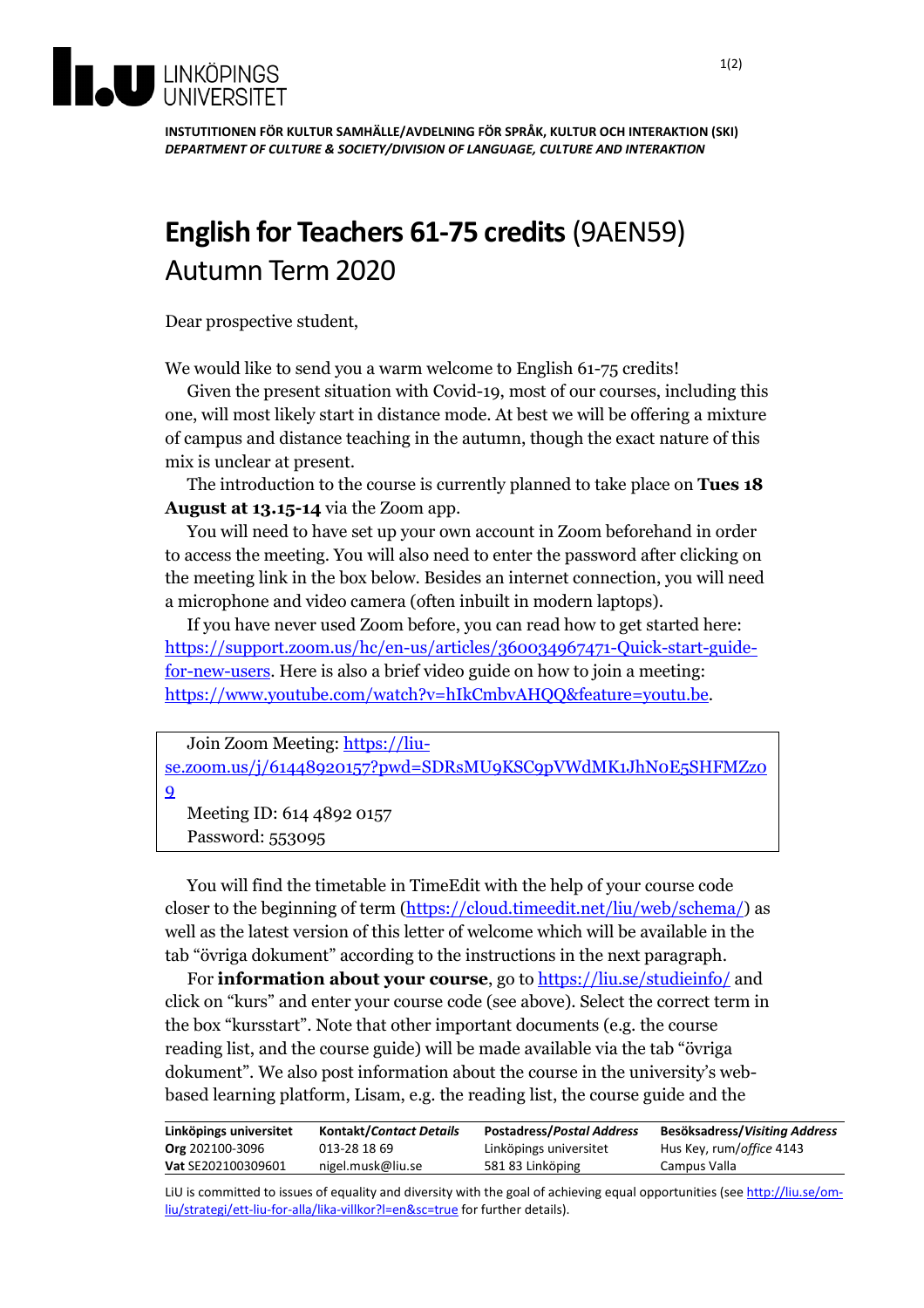**INSTITUTIONEN FÖR KULTUR SAMHÄLLE/AVDELNING FÖR SPRÅK, KULTUR OCH INTERAKTION (SKI)**
***DEPARTMENT OF CULTURE & SOCIETY/DIVISION OF LANGUAGE, CULTURE AND INTERAKTION***

# **English for Teachers 61-75 credits** (9AEN59) Autumn Term 2020

Dear prospective student,

We would like to send you a warm welcome to English 61-75 credits!

Given the present situation with Covid-19, most of our courses, including this one, will most likely start in distance mode. At best we will be offering a mixture of campus and distance teaching in the autumn, though the exact nature of this mix is unclear at present.

The introduction to the course is currently planned to take place on **Tues 18 August at 13.15-14** via the Zoom app.

You will need to have set up your own account in Zoom beforehand in order to access the meeting. You will also need to enter the password after clicking on the meeting link in the box below. Besides an internet connection, you will need a microphone and video camera (often inbuilt in modern laptops).

If you have never used Zoom before, you can read how to get started here: https://support.zoom.us/hc/en-us/articles/360034967471-Quick-start-guide-for-new-users. Here is also a brief video guide on how to join a meeting: https://www.youtube.com/watch?v=hIkCmbvAHQQ&feature=youtu.be.

> Join Zoom Meeting: https://liu-se.zoom.us/j/61448920157?pwd=SDRsMU9KSC9pVWdMK1JhN0E5SHFMZz09
> Meeting ID: 614 4892 0157
> Password: 553095

You will find the timetable in TimeEdit with the help of your course code closer to the beginning of term (https://cloud.timeedit.net/liu/web/schema/) as well as the latest version of this letter of welcome which will be available in the tab "övriga dokument" according to the instructions in the next paragraph.

For **information about your course**, go to https://liu.se/studieinfo/ and click on "kurs" and enter your course code (see above). Select the correct term in the box "kursstart". Note that other important documents (e.g. the course reading list, and the course guide) will be made available via the tab "övriga dokument". We also post information about the course in the university's web-based learning platform, Lisam, e.g. the reading list, the course guide and the

| **Linköpings universitet** | **Kontakt/*Contact Details*** | **Postadress/*Postal Address*** | **Besöksadress/*Visiting Address*** |
|---|---|---|---|
| **Org** 202100-3096 | 013-28 18 69 | Linköpings universitet | Hus Key, rum/*office* 4143 |
| **Vat** SE202100309601 | nigel.musk@liu.se | 581 83 Linköping | Campus Valla |

LiU is committed to issues of equality and diversity with the goal of achieving equal opportunities (see http://liu.se/om-liu/strategi/ett-liu-for-alla/lika-villkor?l=en&sc=true for further details).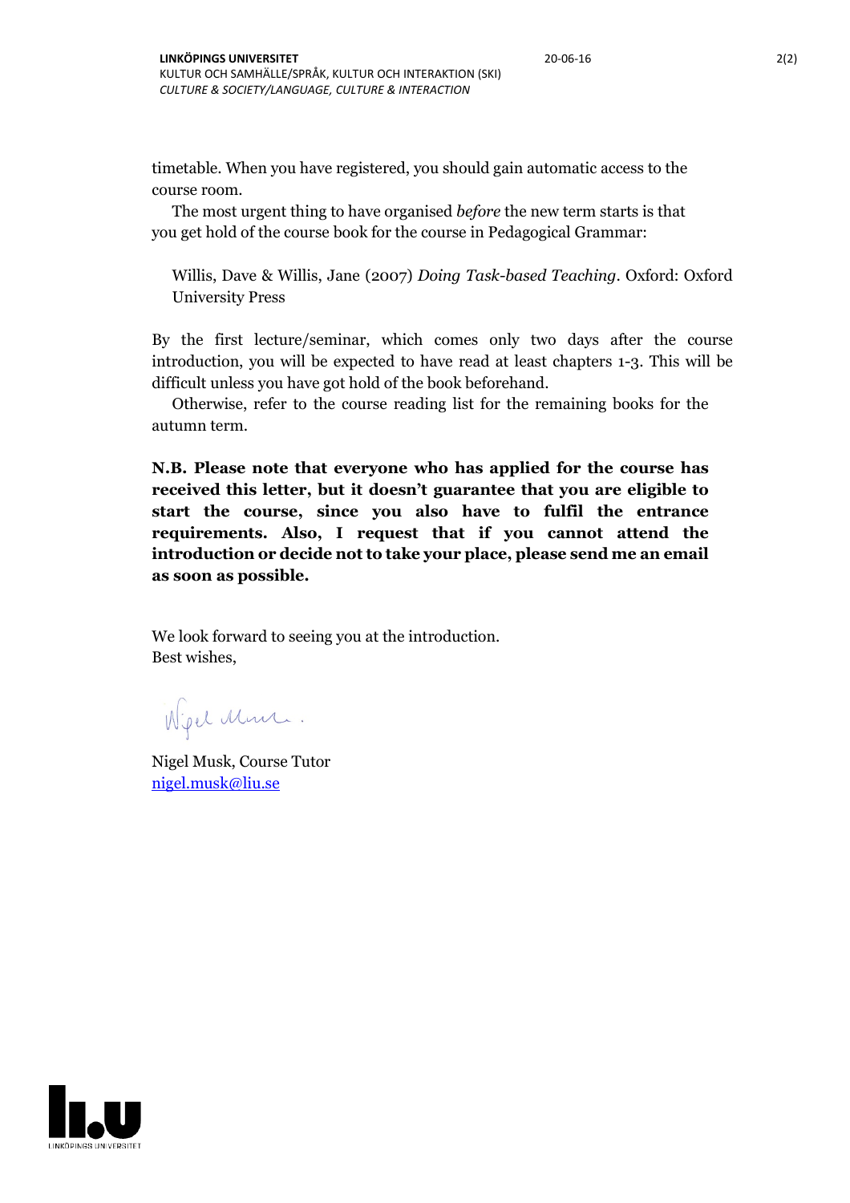timetable. When you have registered, you should gain automatic access to the course room.

The most urgent thing to have organised *before* the new term starts is that you get hold of the course book for the course in Pedagogical Grammar:

> Willis, Dave & Willis, Jane (2007) *Doing Task-based Teaching*. Oxford: Oxford University Press

By the first lecture/seminar, which comes only two days after the course introduction, you will be expected to have read at least chapters 1-3. This will be difficult unless you have got hold of the book beforehand.

Otherwise, refer to the course reading list for the remaining books for the autumn term.

**N.B. Please note that everyone who has applied for the course has received this letter, but it doesn't guarantee that you are eligible to start the course, since you also have to fulfil the entrance requirements. Also, I request that if you cannot attend the introduction or decide not to take your place, please send me an email as soon as possible.**

We look forward to seeing you at the introduction.
Best wishes,

Nigel Musk, Course Tutor
nigel.musk@liu.se